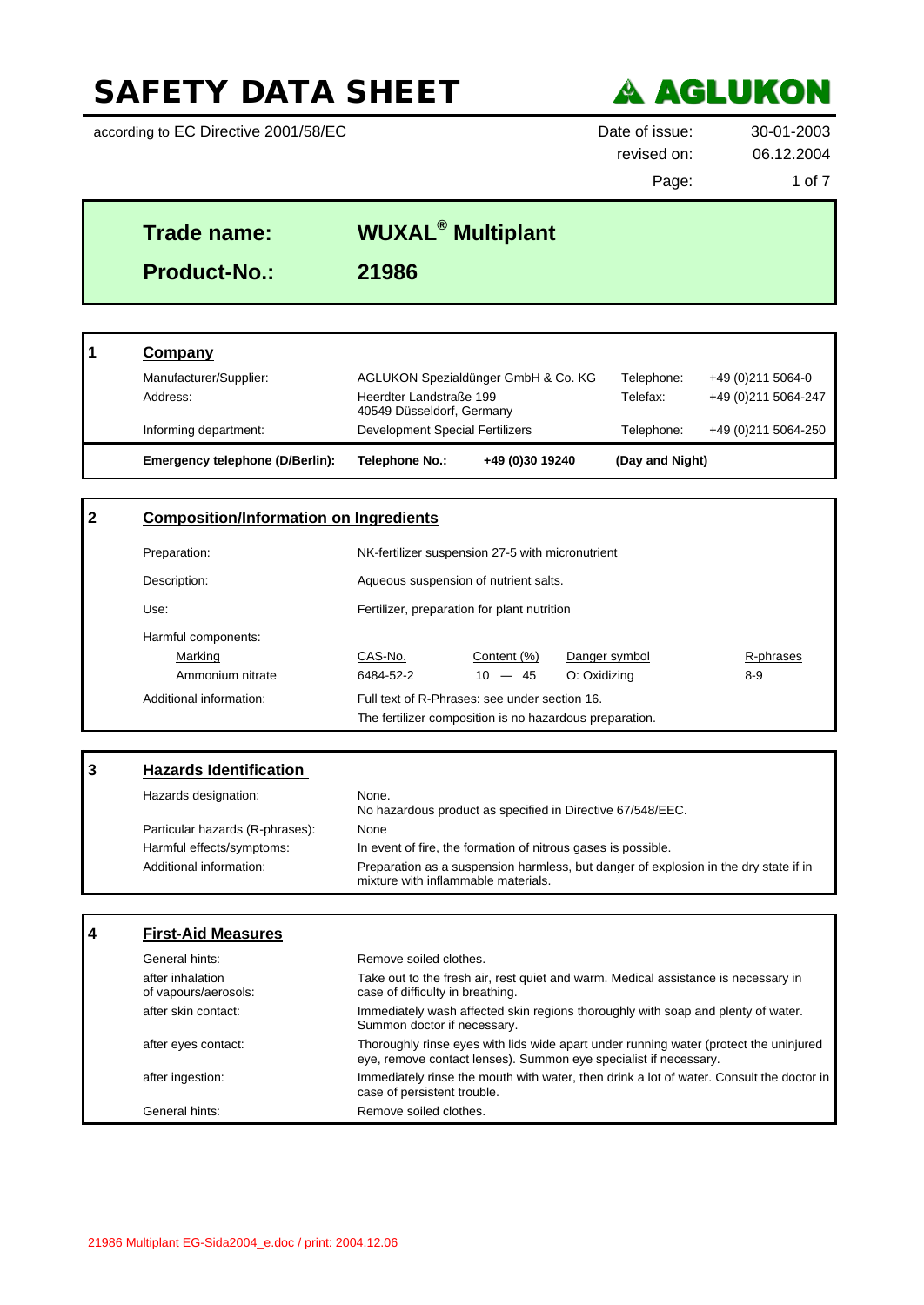# SAFETY DATA SHEET

**AGLUKON**

according to EC Directive 2001/58/EC

Date of issue: 30-01-2003
revised on: 06.12.2004

| **Trade name:** | **WUXAL® Multiplant** |
|---|---|
| **Product-No.:** | **21986** |

## 1 Company

| | | | |
|---|---|---|---|
| Manufacturer/Supplier: | AGLUKON Spezialdünger GmbH & Co. KG | Telephone: | +49 (0)211 5064-0 |
| Address: | Heerdter Landstraße 199<br>40549 Düsseldorf, Germany | Telefax: | +49 (0)211 5064-247 |
| Informing department: | Development Special Fertilizers | Telephone: | +49 (0)211 5064-250 |

**Emergency telephone (D/Berlin):** **Telephone No.:** **+49 (0)30 19240** **(Day and Night)**

## 2 Composition/Information on Ingredients

Preparation: NK-fertilizer suspension 27-5 with micronutrient

Description: Aqueous suspension of nutrient salts.

Use: Fertilizer, preparation for plant nutrition

Harmful components:

| Marking | CAS-No. | Content (%) | Danger symbol | R-phrases |
|---|---|---|---|---|
| Ammonium nitrate | 6484-52-2 | 10 — 45 | O: Oxidizing | 8-9 |

Additional information: Full text of R-Phrases: see under section 16.
The fertilizer composition is no hazardous preparation.

## 3 Hazards Identification

| | |
|---|---|
| Hazards designation: | None.<br>No hazardous product as specified in Directive 67/548/EEC. |
| Particular hazards (R-phrases): | None |
| Harmful effects/symptoms: | In event of fire, the formation of nitrous gases is possible. |
| Additional information: | Preparation as a suspension harmless, but danger of explosion in the dry state if in mixture with inflammable materials. |

## 4 First-Aid Measures

| | |
|---|---|
| General hints: | Remove soiled clothes. |
| after inhalation of vapours/aerosols: | Take out to the fresh air, rest quiet and warm. Medical assistance is necessary in case of difficulty in breathing. |
| after skin contact: | Immediately wash affected skin regions thoroughly with soap and plenty of water. Summon doctor if necessary. |
| after eyes contact: | Thoroughly rinse eyes with lids wide apart under running water (protect the uninjured eye, remove contact lenses). Summon eye specialist if necessary. |
| after ingestion: | Immediately rinse the mouth with water, then drink a lot of water. Consult the doctor in case of persistent trouble. |
| General hints: | Remove soiled clothes. |

21986 Multiplant EG-Sida2004_e.doc / print: 2004.12.06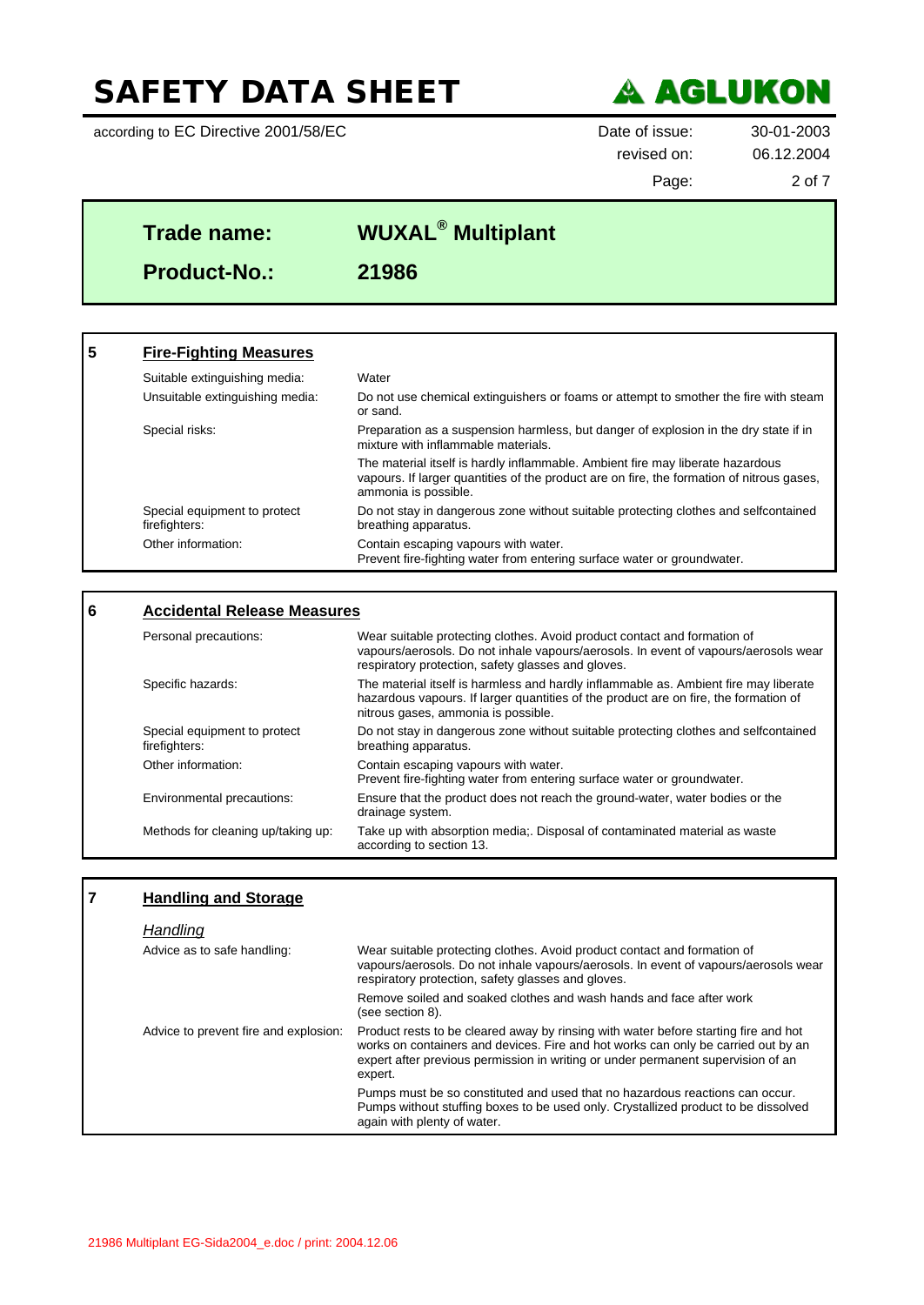# SAFETY DATA SHEET

according to EC Directive 2001/58/EC

Date of issue: 30-01-2003
revised on: 06.12.2004

**Trade name:** **WUXAL® Multiplant**

**Product-No.:** **21986**

## 5 Fire-Fighting Measures

| | |
|---|---|
| Suitable extinguishing media: | Water |
| Unsuitable extinguishing media: | Do not use chemical extinguishers or foams or attempt to smother the fire with steam or sand. |
| Special risks: | Preparation as a suspension harmless, but danger of explosion in the dry state if in mixture with inflammable materials. |
| | The material itself is hardly inflammable. Ambient fire may liberate hazardous vapours. If larger quantities of the product are on fire, the formation of nitrous gases, ammonia is possible. |
| Special equipment to protect firefighters: | Do not stay in dangerous zone without suitable protecting clothes and selfcontained breathing apparatus. |
| Other information: | Contain escaping vapours with water. Prevent fire-fighting water from entering surface water or groundwater. |

## 6 Accidental Release Measures

| | |
|---|---|
| Personal precautions: | Wear suitable protecting clothes. Avoid product contact and formation of vapours/aerosols. Do not inhale vapours/aerosols. In event of vapours/aerosols wear respiratory protection, safety glasses and gloves. |
| Specific hazards: | The material itself is harmless and hardly inflammable as. Ambient fire may liberate hazardous vapours. If larger quantities of the product are on fire, the formation of nitrous gases, ammonia is possible. |
| Special equipment to protect firefighters: | Do not stay in dangerous zone without suitable protecting clothes and selfcontained breathing apparatus. |
| Other information: | Contain escaping vapours with water. Prevent fire-fighting water from entering surface water or groundwater. |
| Environmental precautions: | Ensure that the product does not reach the ground-water, water bodies or the drainage system. |
| Methods for cleaning up/taking up: | Take up with absorption media;. Disposal of contaminated material as waste according to section 13. |

## 7 Handling and Storage

### *Handling*

| | |
|---|---|
| Advice as to safe handling: | Wear suitable protecting clothes. Avoid product contact and formation of vapours/aerosols. Do not inhale vapours/aerosols. In event of vapours/aerosols wear respiratory protection, safety glasses and gloves. |
| | Remove soiled and soaked clothes and wash hands and face after work (see section 8). |
| Advice to prevent fire and explosion: | Product rests to be cleared away by rinsing with water before starting fire and hot works on containers and devices. Fire and hot works can only be carried out by an expert after previous permission in writing or under permanent supervision of an expert. |
| | Pumps must be so constituted and used that no hazardous reactions can occur. Pumps without stuffing boxes to be used only. Crystallized product to be dissolved again with plenty of water. |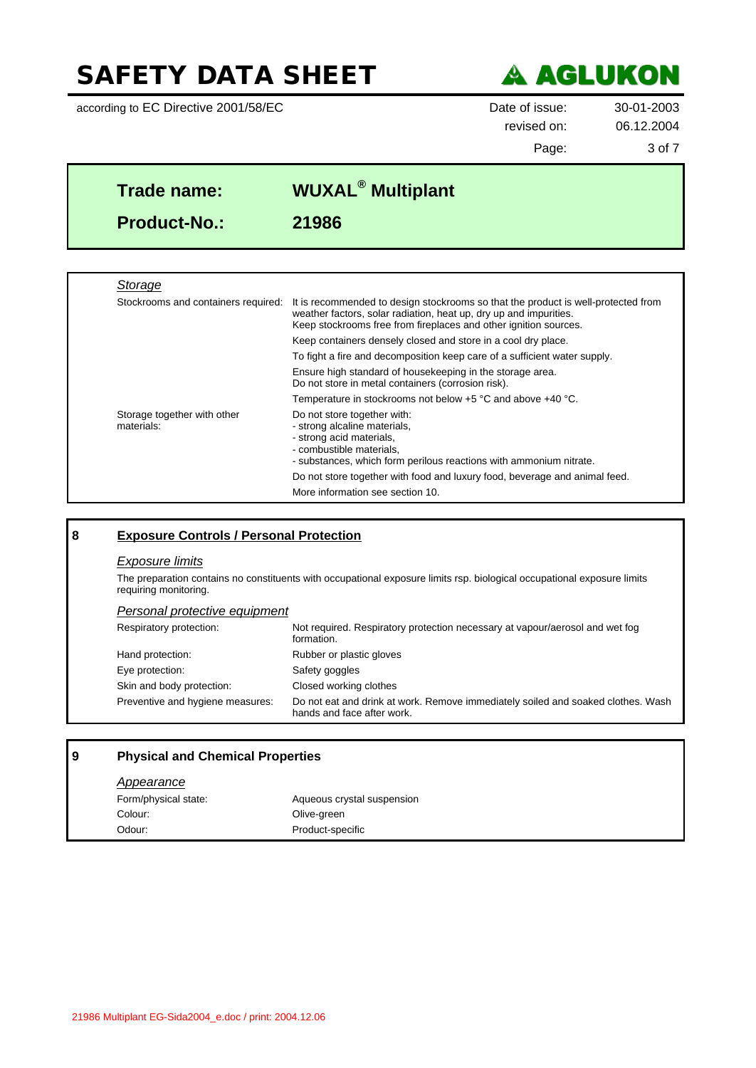**Trade name:** WUXAL® Multiplant

**Product-No.:** 21986

*Storage*

| | |
|---|---|
| Stockrooms and containers required: | It is recommended to design stockrooms so that the product is well-protected from weather factors, solar radiation, heat up, dry up and impurities. Keep stockrooms free from fireplaces and other ignition sources. |
| | Keep containers densely closed and store in a cool dry place. |
| | To fight a fire and decomposition keep care of a sufficient water supply. |
| | Ensure high standard of housekeeping in the storage area. Do not store in metal containers (corrosion risk). |
| | Temperature in stockrooms not below +5 °C and above +40 °C. |
| Storage together with other materials: | Do not store together with:<br>- strong alcaline materials,<br>- strong acid materials,<br>- combustible materials,<br>- substances, which form perilous reactions with ammonium nitrate. |
| | Do not store together with food and luxury food, beverage and animal feed. |
| | More information see section 10. |

## 8 Exposure Controls / Personal Protection

*Exposure limits*

The preparation contains no constituents with occupational exposure limits rsp. biological occupational exposure limits requiring monitoring.

*Personal protective equipment*

| | |
|---|---|
| Respiratory protection: | Not required. Respiratory protection necessary at vapour/aerosol and wet fog formation. |
| Hand protection: | Rubber or plastic gloves |
| Eye protection: | Safety goggles |
| Skin and body protection: | Closed working clothes |
| Preventive and hygiene measures: | Do not eat and drink at work. Remove immediately soiled and soaked clothes. Wash hands and face after work. |

## 9 Physical and Chemical Properties

*Appearance*

| | |
|---|---|
| Form/physical state: | Aqueous crystal suspension |
| Colour: | Olive-green |
| Odour: | Product-specific |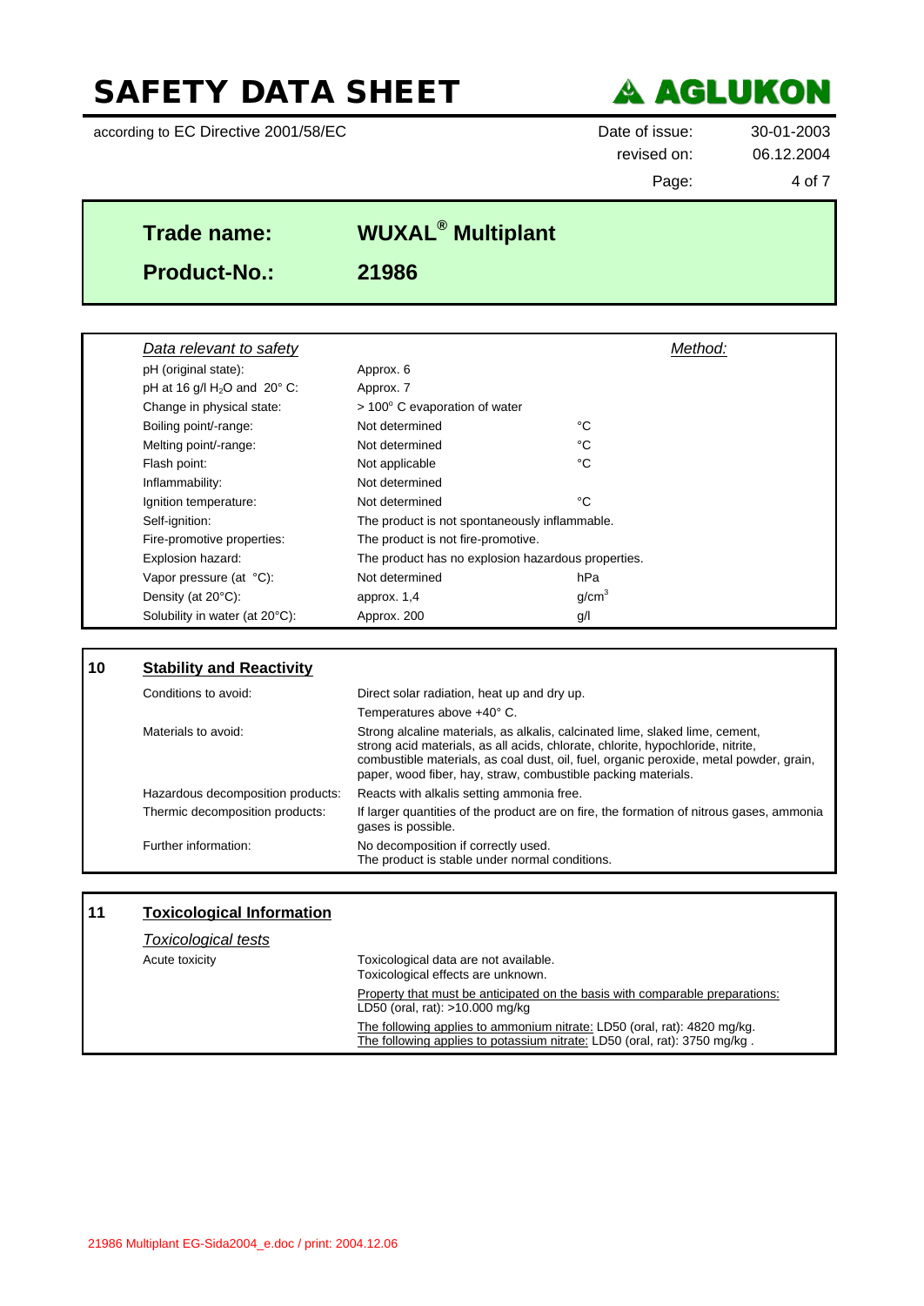# SAFETY DATA SHEET

according to EC Directive 2001/58/EC

Date of issue: 30-01-2003
revised on: 06.12.2004

**Trade name:** **WUXAL® Multiplant**

**Product-No.:** **21986**

| *Data relevant to safety* | | *Method:* |
|---|---|---|
| pH (original state): | Approx. 6 | |
| pH at 16 g/l $H_2O$ and 20° C: | Approx. 7 | |
| Change in physical state: | > 100° C evaporation of water | |
| Boiling point/-range: | Not determined | °C |
| Melting point/-range: | Not determined | °C |
| Flash point: | Not applicable | °C |
| Inflammability: | Not determined | |
| Ignition temperature: | Not determined | °C |
| Self-ignition: | The product is not spontaneously inflammable. | |
| Fire-promotive properties: | The product is not fire-promotive. | |
| Explosion hazard: | The product has no explosion hazardous properties. | |
| Vapor pressure (at °C): | Not determined | hPa |
| Density (at 20°C): | approx. 1,4 | $g/cm^3$ |
| Solubility in water (at 20°C): | Approx. 200 | g/l |

## 10 Stability and Reactivity

| | |
|---|---|
| Conditions to avoid: | Direct solar radiation, heat up and dry up.<br>Temperatures above +40° C. |
| Materials to avoid: | Strong alcaline materials, as alkalis, calcinated lime, slaked lime, cement, strong acid materials, as all acids, chlorate, chlorite, hypochloride, nitrite, combustible materials, as coal dust, oil, fuel, organic peroxide, metal powder, grain, paper, wood fiber, hay, straw, combustible packing materials. |
| Hazardous decomposition products: | Reacts with alkalis setting ammonia free. |
| Thermic decomposition products: | If larger quantities of the product are on fire, the formation of nitrous gases, ammonia gases is possible. |
| Further information: | No decomposition if correctly used.<br>The product is stable under normal conditions. |

## 11 Toxicological Information

*Toxicological tests*

| | |
|---|---|
| Acute toxicity | Toxicological data are not available.<br>Toxicological effects are unknown.<br><br>Property that must be anticipated on the basis with comparable preparations:<br>LD50 (oral, rat): >10.000 mg/kg<br><br>The following applies to ammonium nitrate: LD50 (oral, rat): 4820 mg/kg.<br>The following applies to potassium nitrate: LD50 (oral, rat): 3750 mg/kg . |

21986 Multiplant EG-Sida2004_e.doc / print: 2004.12.06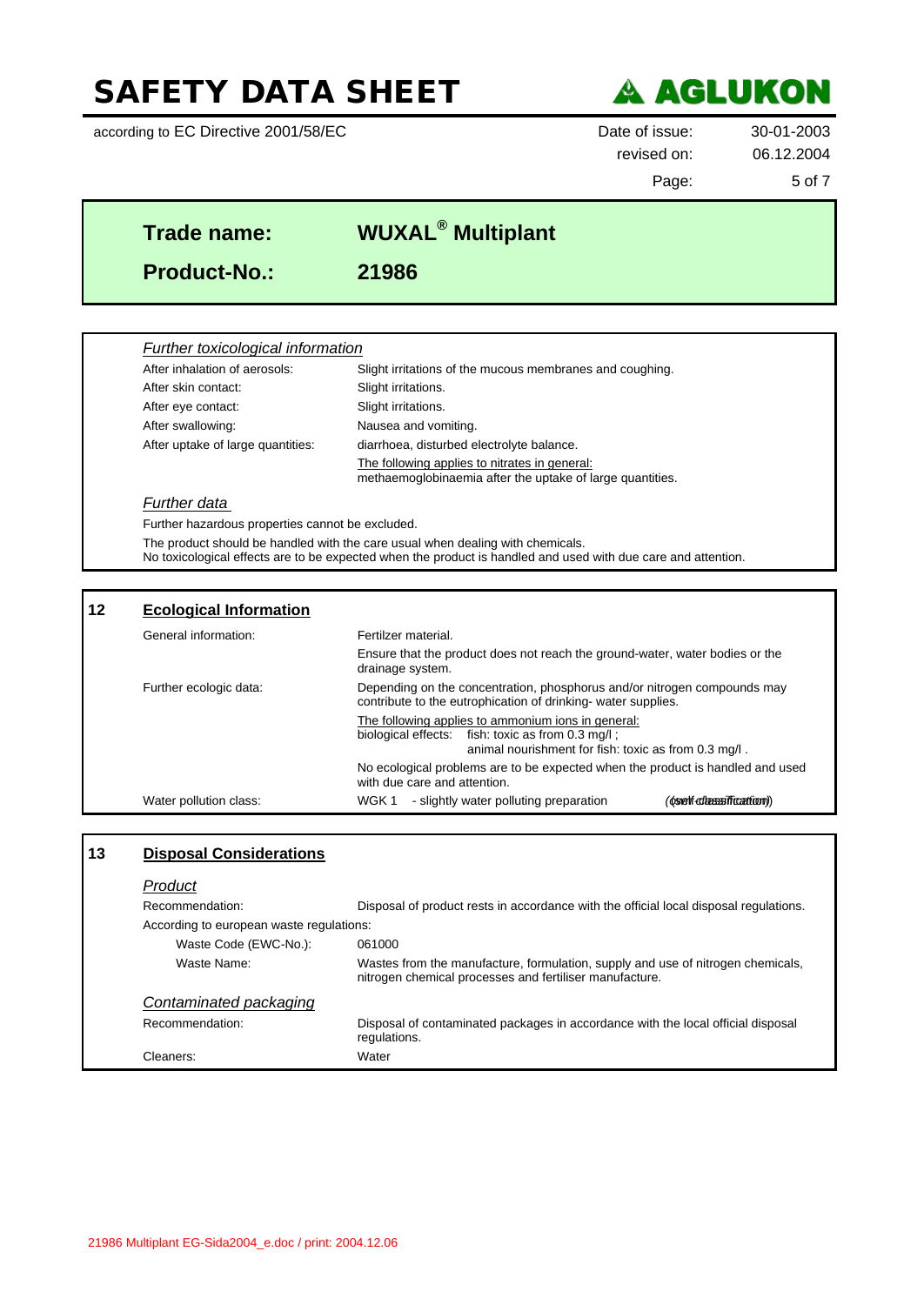# SAFETY DATA SHEET

according to EC Directive 2001/58/EC

Date of issue: 30-01-2003
revised on: 06.12.2004

**Trade name:** **WUXAL® Multiplant**

**Product-No.:** **21986**

*Further toxicological information*

| | |
|---|---|
| After inhalation of aerosols: | Slight irritations of the mucous membranes and coughing. |
| After skin contact: | Slight irritations. |
| After eye contact: | Slight irritations. |
| After swallowing: | Nausea and vomiting. |
| After uptake of large quantities: | diarrhoea, disturbed electrolyte balance. |
| | The following applies to nitrates in general: methaemoglobinaemia after the uptake of large quantities. |

*Further data*

Further hazardous properties cannot be excluded.

The product should be handled with the care usual when dealing with chemicals.
No toxicological effects are to be expected when the product is handled and used with due care and attention.

## 12 Ecological Information

| | |
|---|---|
| General information: | Fertilzer material. |
| | Ensure that the product does not reach the ground-water, water bodies or the drainage system. |
| Further ecologic data: | Depending on the concentration, phosphorus and/or nitrogen compounds may contribute to the eutrophication of drinking- water supplies. |
| | The following applies to ammonium ions in general: biological effects: fish: toxic as from 0.3 mg/l ; animal nourishment for fish: toxic as from 0.3 mg/l . |
| | No ecological problems are to be expected when the product is handled and used with due care and attention. |
| Water pollution class: | WGK 1 - slightly water polluting preparation *(self classification)* |

## 13 Disposal Considerations

*Product*

| | |
|---|---|
| Recommendation: | Disposal of product rests in accordance with the official local disposal regulations. |
| According to european waste regulations: | |
| Waste Code (EWC-No.): | 061000 |
| Waste Name: | Wastes from the manufacture, formulation, supply and use of nitrogen chemicals, nitrogen chemical processes and fertiliser manufacture. |

*Contaminated packaging*

| | |
|---|---|
| Recommendation: | Disposal of contaminated packages in accordance with the local official disposal regulations. |
| Cleaners: | Water |

21986 Multiplant EG-Sida2004_e.doc / print: 2004.12.06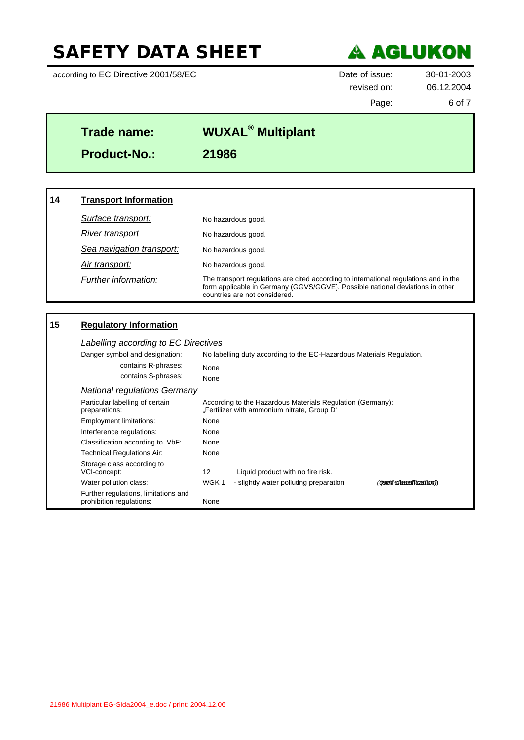# SAFETY DATA SHEET

according to EC Directive 2001/58/EC

Date of issue: 30-01-2003
revised on: 06.12.2004

**Trade name:** **WUXAL® Multiplant**

**Product-No.:** **21986**

## 14 Transport Information

| | |
|---|---|
| *Surface transport:* | No hazardous good. |
| *River transport* | No hazardous good. |
| *Sea navigation transport:* | No hazardous good. |
| *Air transport:* | No hazardous good. |
| *Further information:* | The transport regulations are cited according to international regulations and in the form applicable in Germany (GGVS/GGVE). Possible national deviations in other countries are not considered. |

## 15 Regulatory Information

*Labelling according to EC Directives*

| | |
|---|---|
| Danger symbol and designation: | No labelling duty according to the EC-Hazardous Materials Regulation. |
| contains R-phrases: | None |
| contains S-phrases: | None |

*National regulations Germany*

| | | | |
|---|---|---|---|
| Particular labelling of certain preparations: | According to the Hazardous Materials Regulation (Germany): „Fertilizer with ammonium nitrate, Group D" | | |
| Employment limitations: | None | | |
| Interference regulations: | None | | |
| Classification according to VbF: | None | | |
| Technical Regulations Air: | None | | |
| Storage class according to VCI-concept: | 12 | Liquid product with no fire risk. | |
| Water pollution class: | WGK 1 | - slightly water polluting preparation | (self classification) |
| Further regulations, limitations and prohibition regulations: | None | | |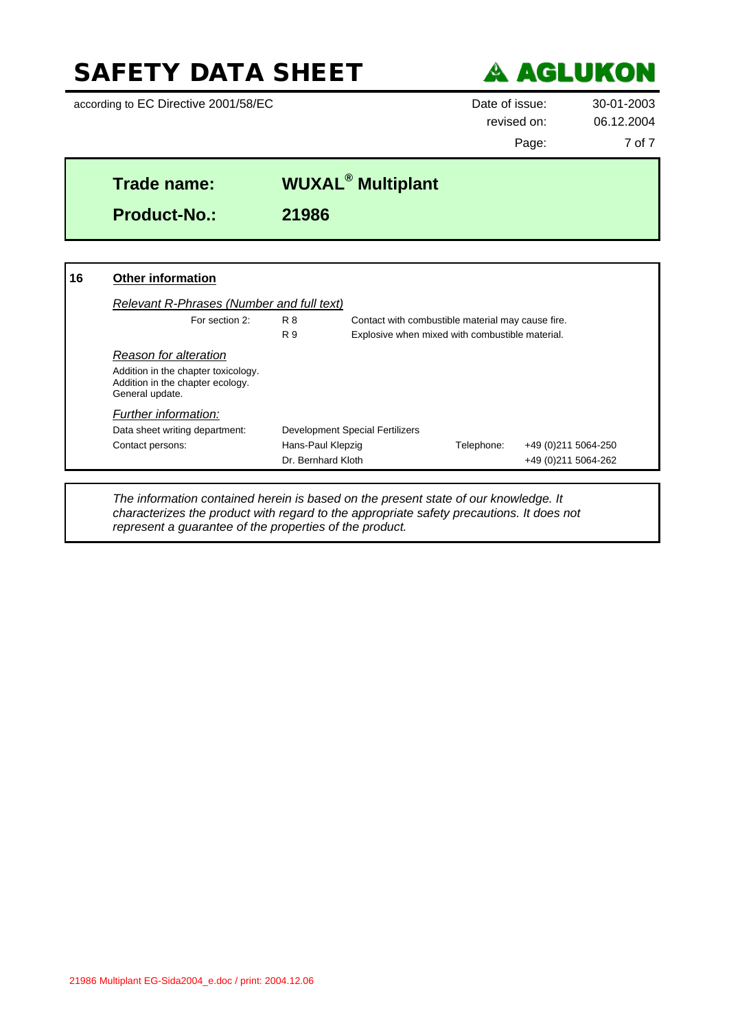## 16 Other information

*Relevant R-Phrases (Number and full text)*

| | | |
|---|---|---|
| For section 2: | R 8 | Contact with combustible material may cause fire. |
| | R 9 | Explosive when mixed with combustible material. |

*Reason for alteration*

Addition in the chapter toxicology.
Addition in the chapter ecology.
General update.

*Further information:*

| | | | |
|---|---|---|---|
| Data sheet writing department: | Development Special Fertilizers | | |
| Contact persons: | Hans-Paul Klepzig | Telephone: | +49 (0)211 5064-250 |
| | Dr. Bernhard Kloth | | +49 (0)211 5064-262 |

*The information contained herein is based on the present state of our knowledge. It characterizes the product with regard to the appropriate safety precautions. It does not represent a guarantee of the properties of the product.*